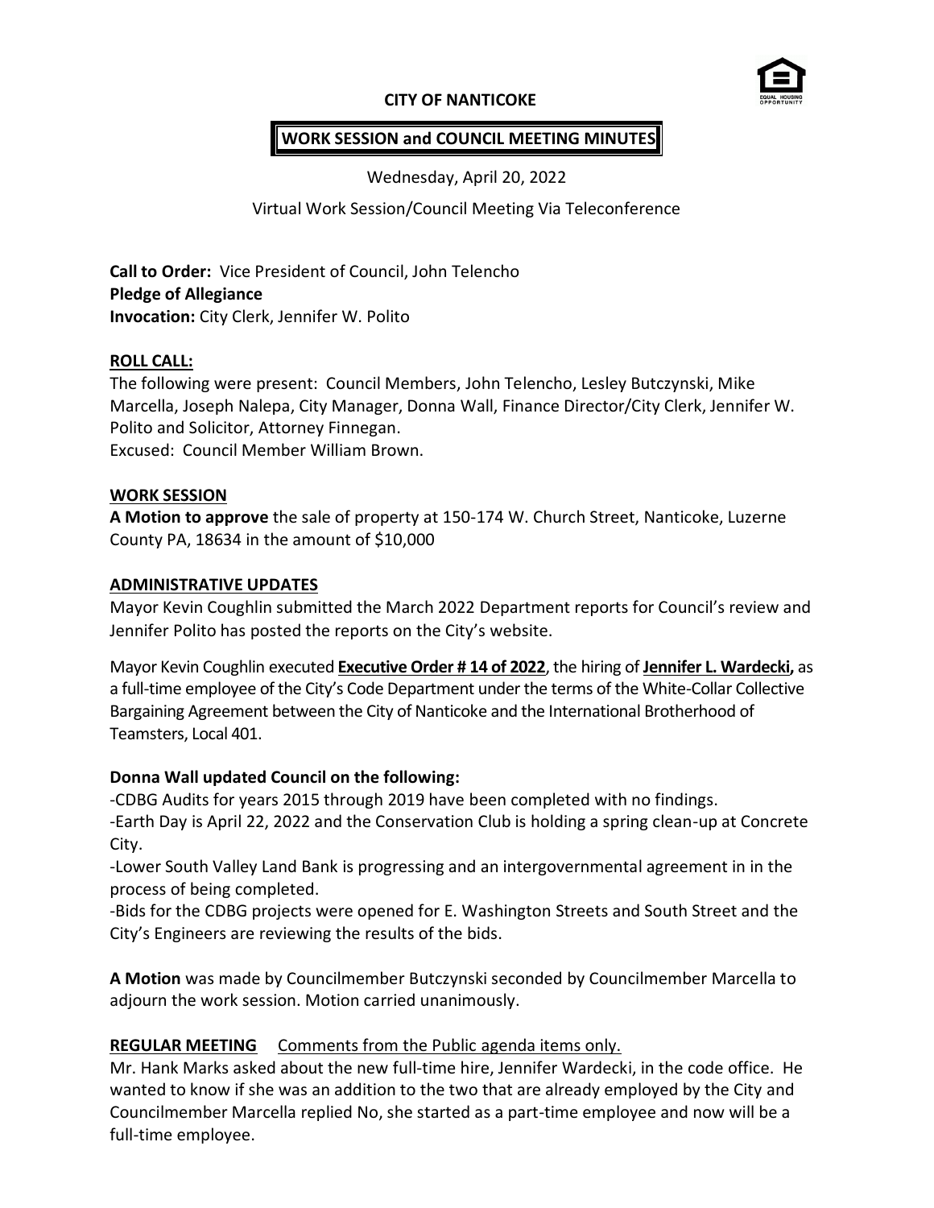# CITY OF NANTICOKE

## WORK SESSION and COUNCIL MEETING MINUTES

Wednesday, April 20, 2022

Virtual Work Session/Council Meeting Via Teleconference

**Call to Order:** Vice President of Council, John Telencho
**Pledge of Allegiance**
**Invocation:** City Clerk, Jennifer W. Polito

**ROLL CALL:**
The following were present: Council Members, John Telencho, Lesley Butczynski, Mike Marcella, Joseph Nalepa, City Manager, Donna Wall, Finance Director/City Clerk, Jennifer W. Polito and Solicitor, Attorney Finnegan.
Excused: Council Member William Brown.

**WORK SESSION**
**A Motion to approve** the sale of property at 150-174 W. Church Street, Nanticoke, Luzerne County PA, 18634 in the amount of $10,000

**ADMINISTRATIVE UPDATES**
Mayor Kevin Coughlin submitted the March 2022 Department reports for Council's review and Jennifer Polito has posted the reports on the City's website.

Mayor Kevin Coughlin executed **Executive Order # 14 of 2022**, the hiring of **Jennifer L. Wardecki,** as a full-time employee of the City's Code Department under the terms of the White-Collar Collective Bargaining Agreement between the City of Nanticoke and the International Brotherhood of Teamsters, Local 401.

**Donna Wall updated Council on the following:**
-CDBG Audits for years 2015 through 2019 have been completed with no findings.
-Earth Day is April 22, 2022 and the Conservation Club is holding a spring clean-up at Concrete City.
-Lower South Valley Land Bank is progressing and an intergovernmental agreement in in the process of being completed.
-Bids for the CDBG projects were opened for E. Washington Streets and South Street and the City's Engineers are reviewing the results of the bids.

**A Motion** was made by Councilmember Butczynski seconded by Councilmember Marcella to adjourn the work session. Motion carried unanimously.

**REGULAR MEETING** Comments from the Public agenda items only.
Mr. Hank Marks asked about the new full-time hire, Jennifer Wardecki, in the code office. He wanted to know if she was an addition to the two that are already employed by the City and Councilmember Marcella replied No, she started as a part-time employee and now will be a full-time employee.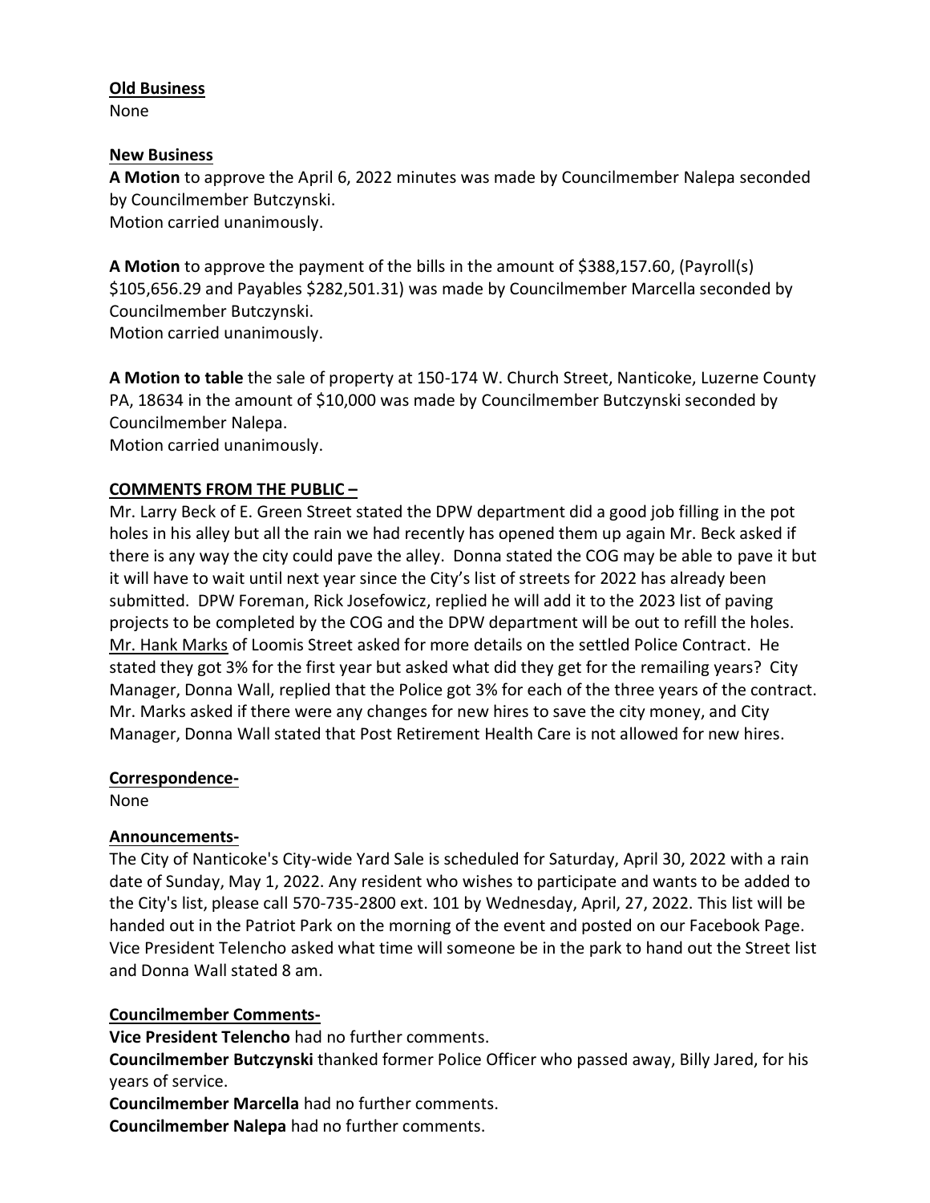**Old Business**
None

**New Business**
**A Motion** to approve the April 6, 2022 minutes was made by Councilmember Nalepa seconded by Councilmember Butczynski.
Motion carried unanimously.

**A Motion** to approve the payment of the bills in the amount of $388,157.60, (Payroll(s) $105,656.29 and Payables $282,501.31) was made by Councilmember Marcella seconded by Councilmember Butczynski.
Motion carried unanimously.

**A Motion to table** the sale of property at 150-174 W. Church Street, Nanticoke, Luzerne County PA, 18634 in the amount of $10,000 was made by Councilmember Butczynski seconded by Councilmember Nalepa.
Motion carried unanimously.

**COMMENTS FROM THE PUBLIC –**
Mr. Larry Beck of E. Green Street stated the DPW department did a good job filling in the pot holes in his alley but all the rain we had recently has opened them up again Mr. Beck asked if there is any way the city could pave the alley. Donna stated the COG may be able to pave it but it will have to wait until next year since the City's list of streets for 2022 has already been submitted. DPW Foreman, Rick Josefowicz, replied he will add it to the 2023 list of paving projects to be completed by the COG and the DPW department will be out to refill the holes.
Mr. Hank Marks of Loomis Street asked for more details on the settled Police Contract. He stated they got 3% for the first year but asked what did they get for the remailing years? City Manager, Donna Wall, replied that the Police got 3% for each of the three years of the contract. Mr. Marks asked if there were any changes for new hires to save the city money, and City Manager, Donna Wall stated that Post Retirement Health Care is not allowed for new hires.

**Correspondence-**
None

**Announcements-**
The City of Nanticoke's City-wide Yard Sale is scheduled for Saturday, April 30, 2022 with a rain date of Sunday, May 1, 2022. Any resident who wishes to participate and wants to be added to the City's list, please call 570-735-2800 ext. 101 by Wednesday, April, 27, 2022. This list will be handed out in the Patriot Park on the morning of the event and posted on our Facebook Page. Vice President Telencho asked what time will someone be in the park to hand out the Street list and Donna Wall stated 8 am.

**Councilmember Comments-**
**Vice President Telencho** had no further comments.
**Councilmember Butczynski** thanked former Police Officer who passed away, Billy Jared, for his years of service.
**Councilmember Marcella** had no further comments.
**Councilmember Nalepa** had no further comments.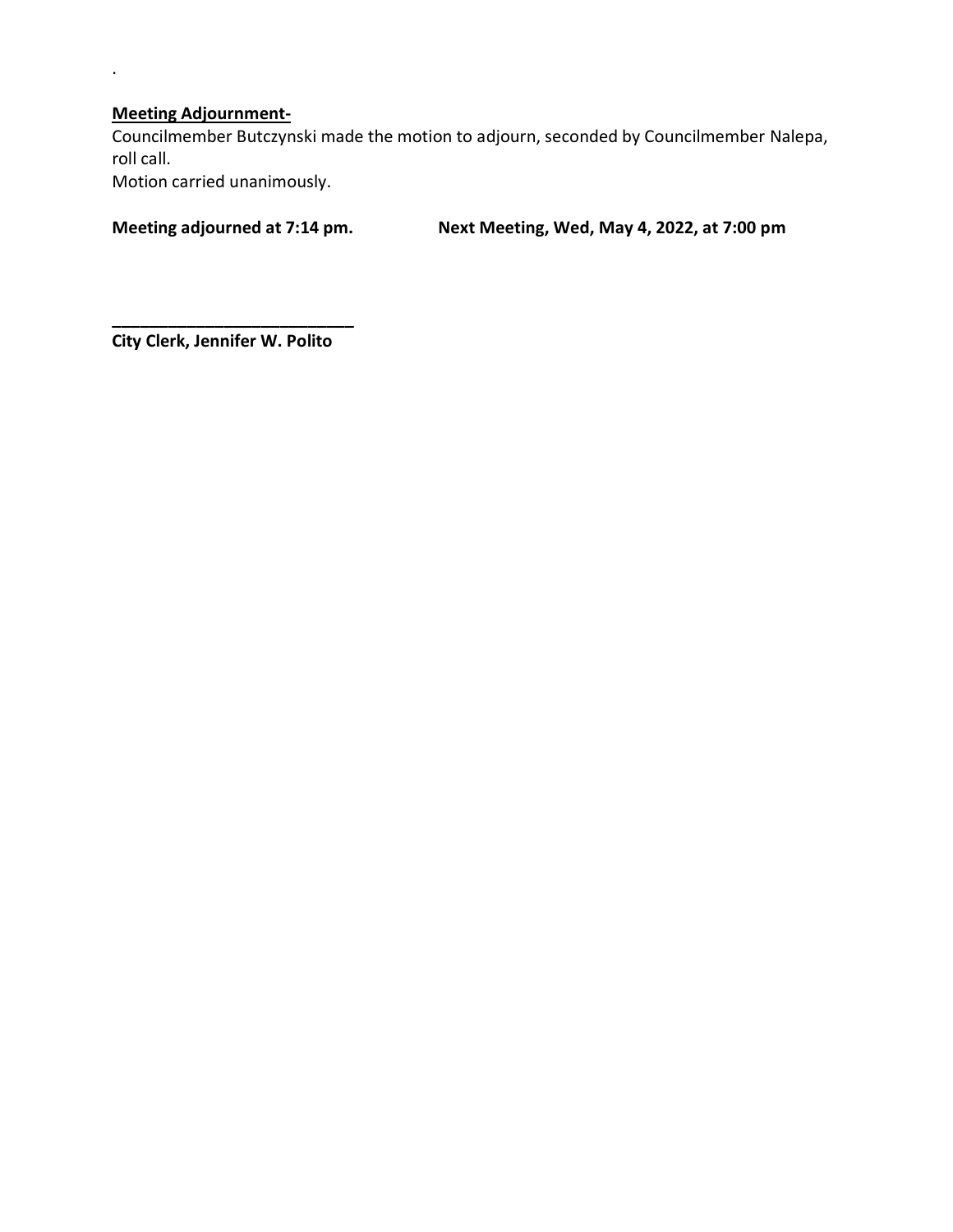.

**Meeting Adjournment-**

Councilmember Butczynski made the motion to adjourn, seconded by Councilmember Nalepa, roll call.
Motion carried unanimously.

**Meeting adjourned at 7:14 pm.** **Next Meeting, Wed, May 4, 2022, at 7:00 pm**

\_\_\_\_\_\_\_\_\_\_\_\_\_\_\_\_\_\_\_\_\_\_\_\_\_\_

**City Clerk, Jennifer W. Polito**